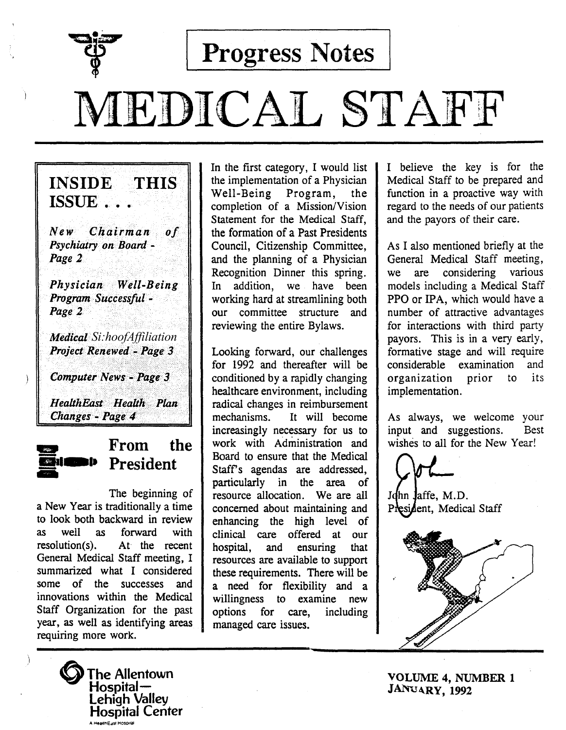# Progress Notes

# MEDICAL STAFF

**INSIDE THIS ISSUE . . .**

*New Chairman of Psychiatry on Board - Page 2*

*Physician Well-Being Program Successful - Page 2*

*Medical Si:hoofAffiliation Project Renewed - Page 3*

*Computer News - Page 3*

*HealthEast Health Plan Changes - Page 4*

## From the President

The beginning of a New Year is traditionally a time to look both backward in review as well as forward with resolution(s). At the recent General Medical Staff meeting, I summarized what I considered some of the successes and innovations within the Medical Staff Organization for the past year, as well as identifying areas requiring more work.

In the first category, I would list the implementation of a Physician Well-Being Program, the completion of a Mission/Vision Statement for the Medical Staff, the formation of a Past Presidents Council, Citizenship Committee, and the planning of a Physician Recognition Dinner this spring. In addition, we have been working hard at streamlining both our committee structure and reviewing the entire Bylaws.

Looking forward, our challenges for 1992 and thereafter will be conditioned by a rapidly changing healthcare environment, including radical changes in reimbursement mechanisms. It will become increasingly necessary for us to work with Administration and Board to ensure that the Medical Staff's agendas are addressed, particularly in the area of resource allocation. We are all concerned about maintaining and enhancing the high level of clinical care offered at our hospital, and ensuring that resources are available to support these requirements. There will be a need for flexibility and a willingness to examine new options for care, including managed care issues.

I believe the key is for the Medical Staff to be prepared and function in a proactive way with regard to the needs of our patients and the payors of their care.

As I also mentioned briefly at the General Medical Staff meeting, we are considering various models including a Medical Staff PPO or IPA, which would have a number of attractive advantages for interactions with third party payors. This is in a very early, formative stage and will require considerable examination and organization prior to its implementation.

As always, we welcome your input and suggestions. Best wishes to all for the New Year!

John Jaffe, M.D.
President, Medical Staff

The Allentown Hospital—
Lehigh Valley
Hospital Center
A HealthEast Hospital

VOLUME 4, NUMBER 1
JANUARY, 1992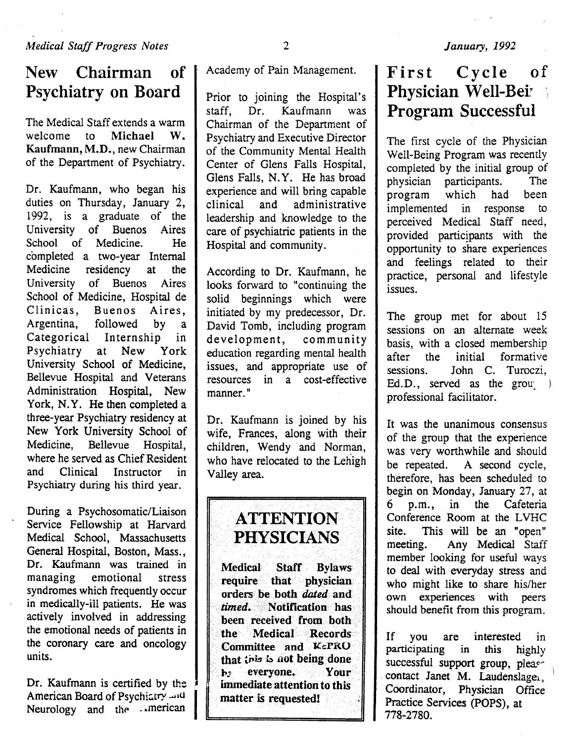## New Chairman of Psychiatry on Board

The Medical Staff extends a warm welcome to **Michael W. Kaufmann, M.D.**, new Chairman of the Department of Psychiatry.

Dr. Kaufmann, who began his duties on Thursday, January 2, 1992, is a graduate of the University of Buenos Aires School of Medicine. He completed a two-year Internal Medicine residency at the University of Buenos Aires School of Medicine, Hospital de Clinicas, Buenos Aires, Argentina, followed by a Categorical Internship in Psychiatry at New York University School of Medicine, Bellevue Hospital and Veterans Administration Hospital, New York, N.Y. He then completed a three-year Psychiatry residency at New York University School of Medicine, Bellevue Hospital, where he served as Chief Resident and Clinical Instructor in Psychiatry during his third year.

During a Psychosomatic/Liaison Service Fellowship at Harvard Medical School, Massachusetts General Hospital, Boston, Mass., Dr. Kaufmann was trained in managing emotional stress syndromes which frequently occur in medically-ill patients. He was actively involved in addressing the emotional needs of patients in the coronary care and oncology units.

Dr. Kaufmann is certified by the American Board of Psychiatry and Neurology and the American Academy of Pain Management.

Prior to joining the Hospital's staff, Dr. Kaufmann was Chairman of the Department of Psychiatry and Executive Director of the Community Mental Health Center of Glens Falls Hospital, Glens Falls, N.Y. He has broad experience and will bring capable clinical and administrative leadership and knowledge to the care of psychiatric patients in the Hospital and community.

According to Dr. Kaufmann, he looks forward to "continuing the solid beginnings which were initiated by my predecessor, Dr. David Tomb, including program development, community education regarding mental health issues, and appropriate use of resources in a cost-effective manner."

Dr. Kaufmann is joined by his wife, Frances, along with their children, Wendy and Norman, who have relocated to the Lehigh Valley area.

> **ATTENTION PHYSICIANS**
>
> **Medical Staff Bylaws require that physician orders be both *dated* and *timed*. Notification has been received from both the Medical Records Committee and KePRO that this is not being done by everyone. Your immediate attention to this matter is requested!**

## First Cycle of Physician Well-Being Program Successful

The first cycle of the Physician Well-Being Program was recently completed by the initial group of physician participants. The program which had been implemented in response to perceived Medical Staff need, provided participants with the opportunity to share experiences and feelings related to their practice, personal and lifestyle issues.

The group met for about 15 sessions on an alternate week basis, with a closed membership after the initial formative sessions. John C. Turoczi, Ed.D., served as the group professional facilitator.

It was the unanimous consensus of the group that the experience was very worthwhile and should be repeated. A second cycle, therefore, has been scheduled to begin on Monday, January 27, at 6 p.m., in the Cafeteria Conference Room at the LVHC site. This will be an "open" meeting. Any Medical Staff member looking for useful ways to deal with everyday stress and who might like to share his/her own experiences with peers should benefit from this program.

If you are interested in participating in this highly successful support group, please contact Janet M. Laudenslager, Coordinator, Physician Office Practice Services (POPS), at 778-2780.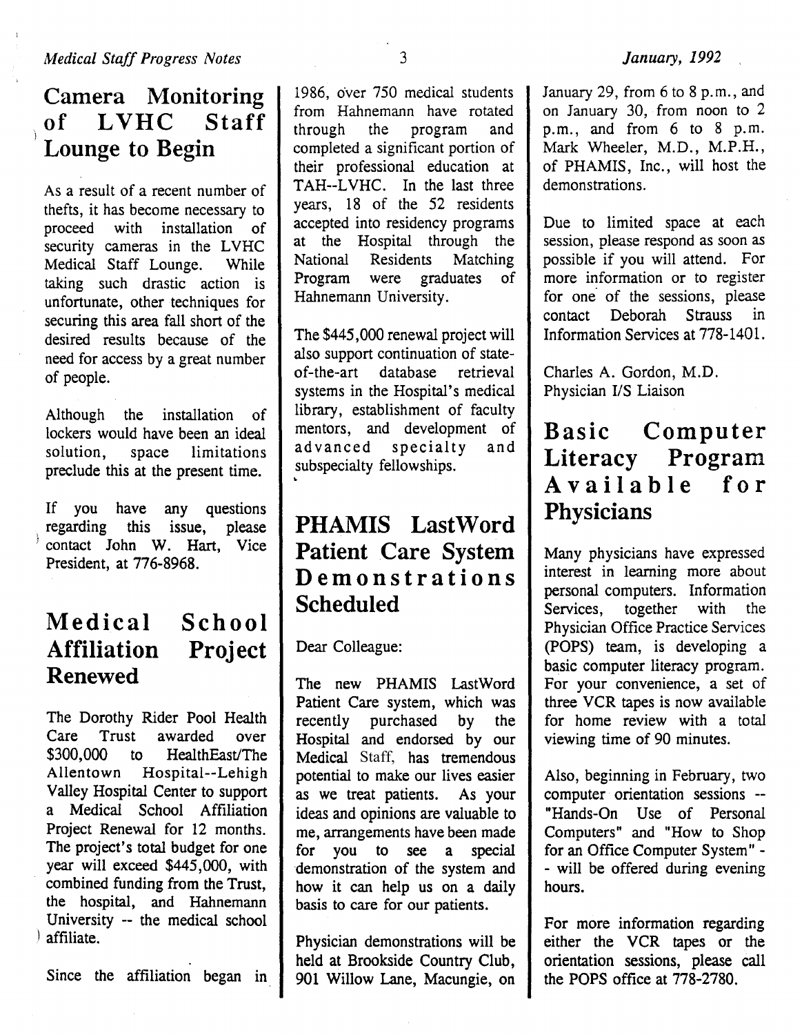## Camera Monitoring of LVHC Staff Lounge to Begin

As a result of a recent number of thefts, it has become necessary to proceed with installation of security cameras in the LVHC Medical Staff Lounge. While taking such drastic action is unfortunate, other techniques for securing this area fall short of the desired results because of the need for access by a great number of people.

Although the installation of lockers would have been an ideal solution, space limitations preclude this at the present time.

If you have any questions regarding this issue, please contact John W. Hart, Vice President, at 776-8968.

## Medical School Affiliation Project Renewed

The Dorothy Rider Pool Health Care Trust awarded over $300,000 to HealthEast/The Allentown Hospital--Lehigh Valley Hospital Center to support a Medical School Affiliation Project Renewal for 12 months. The project's total budget for one year will exceed $445,000, with combined funding from the Trust, the hospital, and Hahnemann University -- the medical school affiliate.

Since the affiliation began in 1986, over 750 medical students from Hahnemann have rotated through the program and completed a significant portion of their professional education at TAH--LVHC. In the last three years, 18 of the 52 residents accepted into residency programs at the Hospital through the National Residents Matching Program were graduates of Hahnemann University.

The $445,000 renewal project will also support continuation of state-of-the-art database retrieval systems in the Hospital's medical library, establishment of faculty mentors, and development of advanced specialty and subspecialty fellowships.

## PHAMIS LastWord Patient Care System Demonstrations Scheduled

Dear Colleague:

The new PHAMIS LastWord Patient Care system, which was recently purchased by the Hospital and endorsed by our Medical Staff, has tremendous potential to make our lives easier as we treat patients. As your ideas and opinions are valuable to me, arrangements have been made for you to see a special demonstration of the system and how it can help us on a daily basis to care for our patients.

Physician demonstrations will be held at Brookside Country Club, 901 Willow Lane, Macungie, on January 29, from 6 to 8 p.m., and on January 30, from noon to 2 p.m., and from 6 to 8 p.m. Mark Wheeler, M.D., M.P.H., of PHAMIS, Inc., will host the demonstrations.

Due to limited space at each session, please respond as soon as possible if you will attend. For more information or to register for one of the sessions, please contact Deborah Strauss in Information Services at 778-1401.

Charles A. Gordon, M.D.
Physician I/S Liaison

## Basic Computer Literacy Program Available for Physicians

Many physicians have expressed interest in learning more about personal computers. Information Services, together with the Physician Office Practice Services (POPS) team, is developing a basic computer literacy program. For your convenience, a set of three VCR tapes is now available for home review with a total viewing time of 90 minutes.

Also, beginning in February, two computer orientation sessions -- "Hands-On Use of Personal Computers" and "How to Shop for an Office Computer System" -- will be offered during evening hours.

For more information regarding either the VCR tapes or the orientation sessions, please call the POPS office at 778-2780.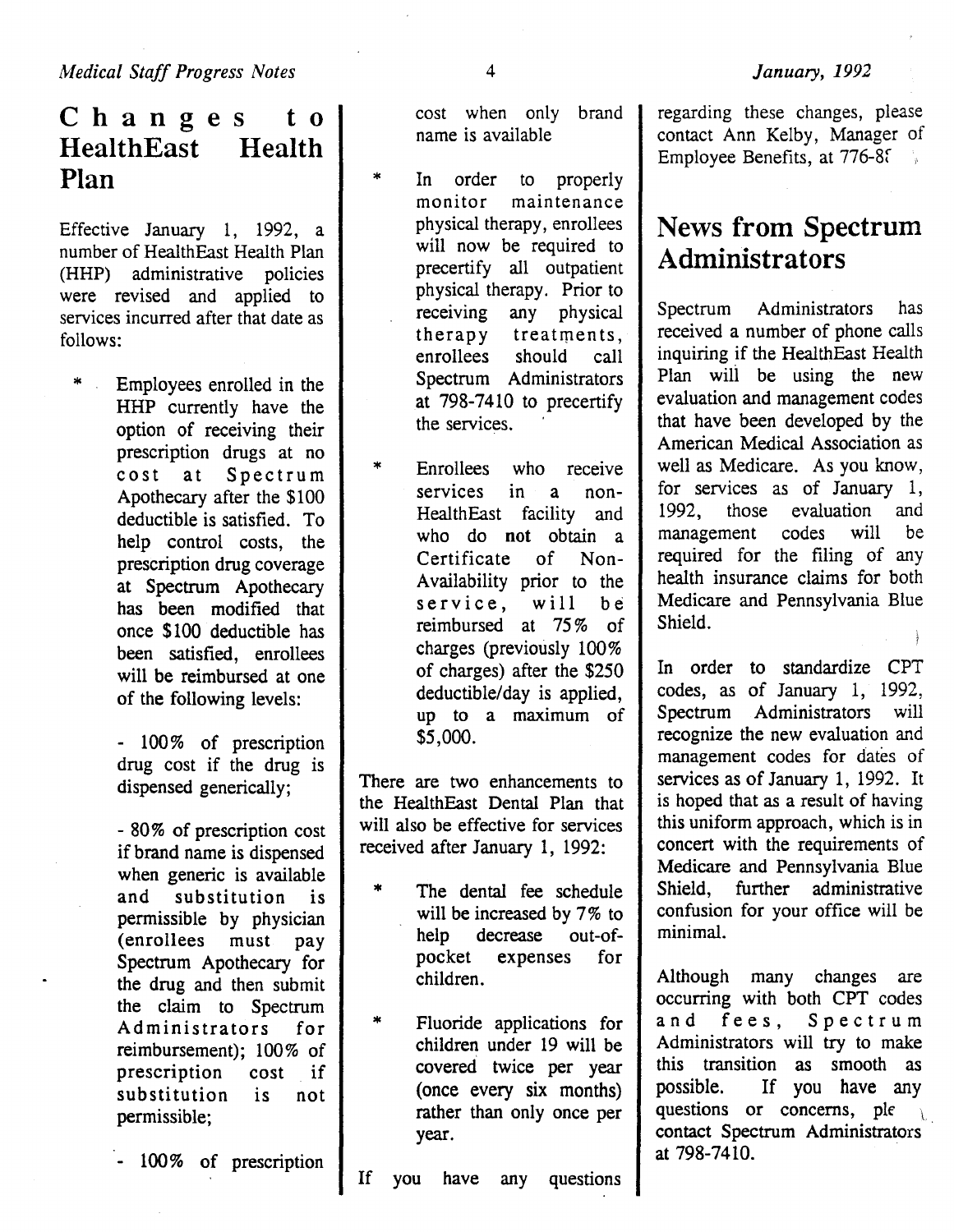## Changes to HealthEast Health Plan

Effective January 1, 1992, a number of HealthEast Health Plan (HHP) administrative policies were revised and applied to services incurred after that date as follows:

* Employees enrolled in the HHP currently have the option of receiving their prescription drugs at no cost at Spectrum Apothecary after the $100 deductible is satisfied. To help control costs, the prescription drug coverage at Spectrum Apothecary has been modified that once $100 deductible has been satisfied, enrollees will be reimbursed at one of the following levels:

  - 100% of prescription drug cost if the drug is dispensed generically;

  - 80% of prescription cost if brand name is dispensed when generic is available and substitution is permissible by physician (enrollees must pay Spectrum Apothecary for the drug and then submit the claim to Spectrum Administrators for reimbursement); 100% of prescription cost if substitution is not permissible;

  - 100% of prescription cost when only brand name is available

* In order to properly monitor maintenance physical therapy, enrollees will now be required to precertify all outpatient physical therapy. Prior to receiving any physical therapy treatments, enrollees should call Spectrum Administrators at 798-7410 to precertify the services.

* Enrollees who receive services in a non-HealthEast facility and who do **not** obtain a Certificate of Non-Availability prior to the service, will be reimbursed at 75% of charges (previously 100% of charges) after the $250 deductible/day is applied, up to a maximum of $5,000.

There are two enhancements to the HealthEast Dental Plan that will also be effective for services received after January 1, 1992:

* The dental fee schedule will be increased by 7% to help decrease out-of-pocket expenses for children.

* Fluoride applications for children under 19 will be covered twice per year (once every six months) rather than only once per year.

If you have any questions regarding these changes, please contact Ann Kelby, Manager of Employee Benefits, at 776-8[?]

## News from Spectrum Administrators

Spectrum Administrators has received a number of phone calls inquiring if the HealthEast Health Plan will be using the new evaluation and management codes that have been developed by the American Medical Association as well as Medicare. As you know, for services as of January 1, 1992, those evaluation and management codes will be required for the filing of any health insurance claims for both Medicare and Pennsylvania Blue Shield.

In order to standardize CPT codes, as of January 1, 1992, Spectrum Administrators will recognize the new evaluation and management codes for dates of services as of January 1, 1992. It is hoped that as a result of having this uniform approach, which is in concert with the requirements of Medicare and Pennsylvania Blue Shield, further administrative confusion for your office will be minimal.

Although many changes are occurring with both CPT codes and fees, Spectrum Administrators will try to make this transition as smooth as possible. If you have any questions or concerns, ple[ase] contact Spectrum Administrators at 798-7410.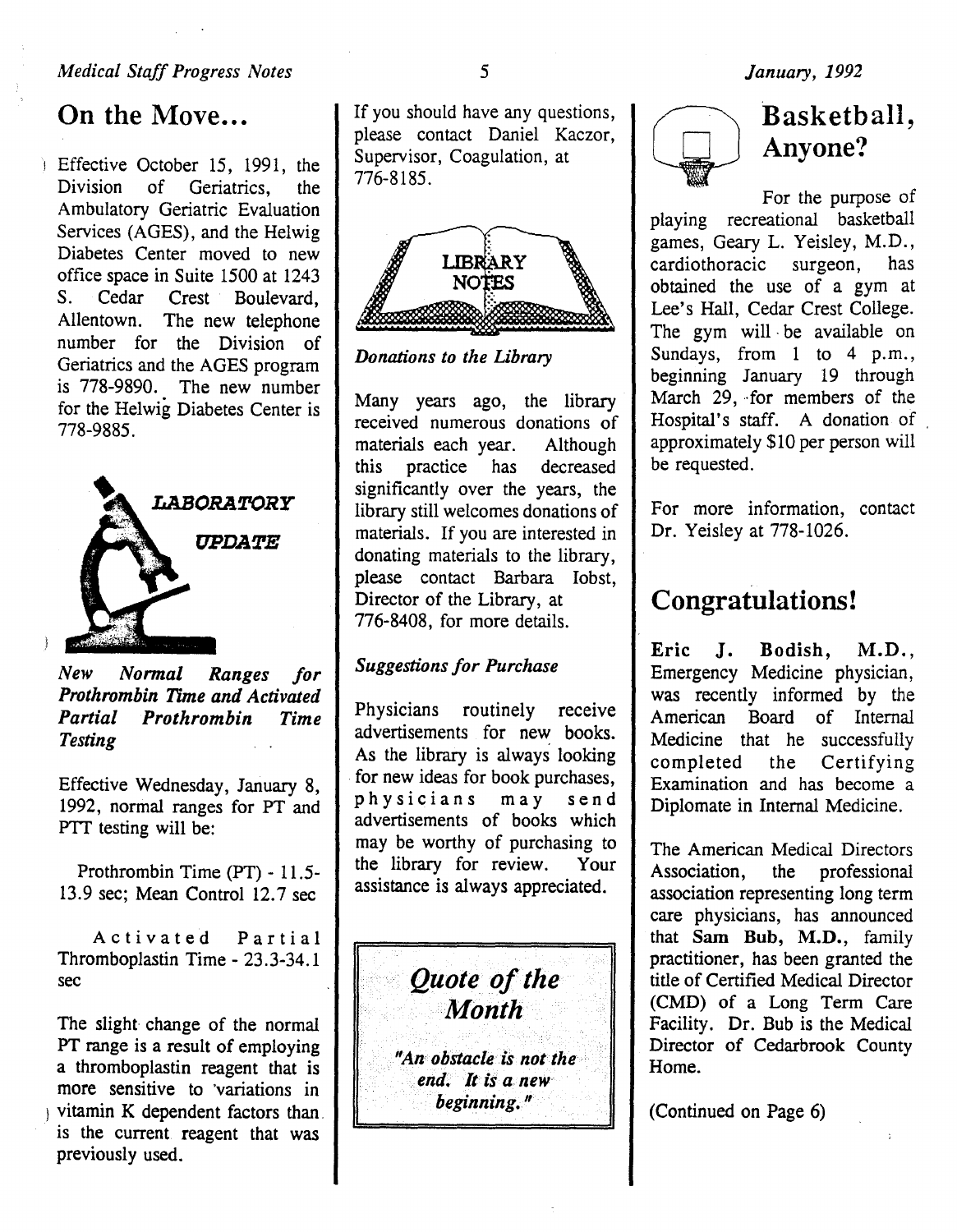## On the Move...

Effective October 15, 1991, the Division of Geriatrics, the Ambulatory Geriatric Evaluation Services (AGES), and the Helwig Diabetes Center moved to new office space in Suite 1500 at 1243 S. Cedar Crest Boulevard, Allentown. The new telephone number for the Division of Geriatrics and the AGES program is 778-9890. The new number for the Helwig Diabetes Center is 778-9885.

## LABORATORY UPDATE

***New Normal Ranges for Prothrombin Time and Activated Partial Prothrombin Time Testing***

Effective Wednesday, January 8, 1992, normal ranges for PT and PTT testing will be:

Prothrombin Time (PT) - 11.5-13.9 sec; Mean Control 12.7 sec

Activated Partial Thromboplastin Time - 23.3-34.1 sec

The slight change of the normal PT range is a result of employing a thromboplastin reagent that is more sensitive to variations in vitamin K dependent factors than is the current reagent that was previously used.

If you should have any questions, please contact Daniel Kaczor, Supervisor, Coagulation, at 776-8185.

## LIBRARY NOTES

*Donations to the Library*

Many years ago, the library received numerous donations of materials each year. Although this practice has decreased significantly over the years, the library still welcomes donations of materials. If you are interested in donating materials to the library, please contact Barbara Iobst, Director of the Library, at 776-8408, for more details.

*Suggestions for Purchase*

Physicians routinely receive advertisements for new books. As the library is always looking for new ideas for book purchases, physicians may send advertisements of books which may be worthy of purchasing to the library for review. Your assistance is always appreciated.

> ***Quote of the Month***
>
> ***"An obstacle is not the end. It is a new beginning."***

## Basketball, Anyone?

For the purpose of playing recreational basketball games, Geary L. Yeisley, M.D., cardiothoracic surgeon, has obtained the use of a gym at Lee's Hall, Cedar Crest College. The gym will be available on Sundays, from 1 to 4 p.m., beginning January 19 through March 29, for members of the Hospital's staff. A donation of approximately $10 per person will be requested.

For more information, contact Dr. Yeisley at 778-1026.

## Congratulations!

**Eric J. Bodish, M.D.**, Emergency Medicine physician, was recently informed by the American Board of Internal Medicine that he successfully completed the Certifying Examination and has become a Diplomate in Internal Medicine.

The American Medical Directors Association, the professional association representing long term care physicians, has announced that **Sam Bub, M.D.**, family practitioner, has been granted the title of Certified Medical Director (CMD) of a Long Term Care Facility. Dr. Bub is the Medical Director of Cedarbrook County Home.

(Continued on Page 6)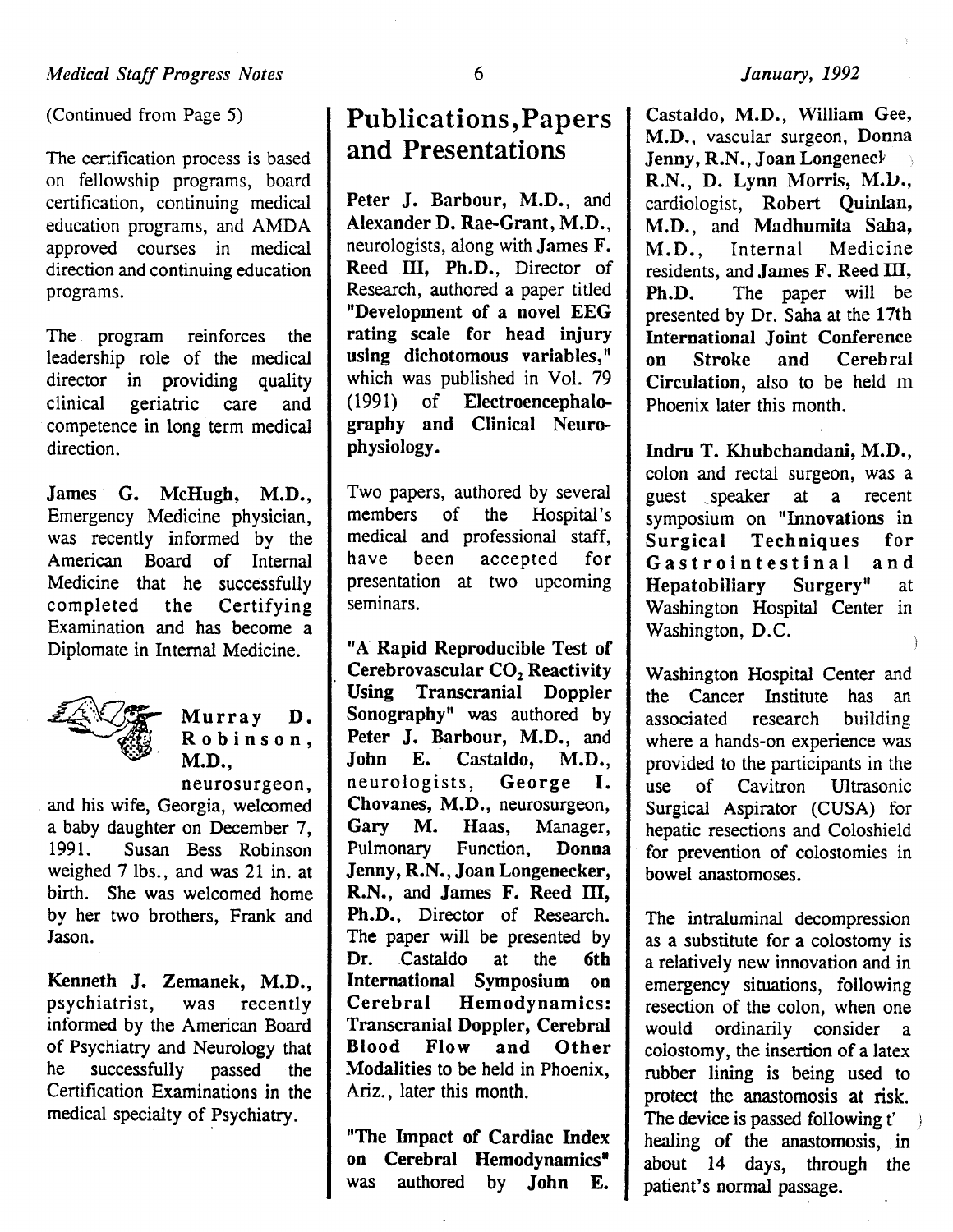(Continued from Page 5)

The certification process is based on fellowship programs, board certification, continuing medical education programs, and AMDA approved courses in medical direction and continuing education programs.

The program reinforces the leadership role of the medical director in providing quality clinical geriatric care and competence in long term medical direction.

**James G. McHugh, M.D.**, Emergency Medicine physician, was recently informed by the American Board of Internal Medicine that he successfully completed the Certifying Examination and has become a Diplomate in Internal Medicine.

**Murray D. Robinson, M.D.**, neurosurgeon, and his wife, Georgia, welcomed a baby daughter on December 7, 1991. Susan Bess Robinson weighed 7 lbs., and was 21 in. at birth. She was welcomed home by her two brothers, Frank and Jason.

**Kenneth J. Zemanek, M.D.**, psychiatrist, was recently informed by the American Board of Psychiatry and Neurology that he successfully passed the Certification Examinations in the medical specialty of Psychiatry.

## Publications, Papers and Presentations

**Peter J. Barbour, M.D.**, and **Alexander D. Rae-Grant, M.D.**, neurologists, along with **James F. Reed III, Ph.D.**, Director of Research, authored a paper titled **"Development of a novel EEG rating scale for head injury using dichotomous variables,"** which was published in Vol. 79 (1991) of **Electroencephalography and Clinical Neurophysiology.**

Two papers, authored by several members of the Hospital's medical and professional staff, have been accepted for presentation at two upcoming seminars.

**"A Rapid Reproducible Test of Cerebrovascular $CO_2$ Reactivity Using Transcranial Doppler Sonography"** was authored by **Peter J. Barbour, M.D.**, and **John E. Castaldo, M.D.**, neurologists, **George I. Chovanes, M.D.**, neurosurgeon, **Gary M. Haas**, Manager, Pulmonary Function, **Donna Jenny, R.N.**, **Joan Longenecker, R.N.**, and **James F. Reed III, Ph.D.**, Director of Research. The paper will be presented by Dr. Castaldo at the **6th International Symposium on Cerebral Hemodynamics: Transcranial Doppler, Cerebral Blood Flow and Other Modalities** to be held in Phoenix, Ariz., later this month.

**"The Impact of Cardiac Index on Cerebral Hemodynamics"** was authored by **John E. Castaldo, M.D.**, **William Gee, M.D.**, vascular surgeon, **Donna Jenny, R.N.**, **Joan Longenecker, R.N.**, **D. Lynn Morris, M.D.**, cardiologist, **Robert Quinlan, M.D.**, and **Madhumita Saha, M.D.**, Internal Medicine residents, and **James F. Reed III, Ph.D.** The paper will be presented by Dr. Saha at the **17th International Joint Conference on Stroke and Cerebral Circulation**, also to be held in Phoenix later this month.

**Indru T. Khubchandani, M.D.**, colon and rectal surgeon, was a guest speaker at a recent symposium on **"Innovations in Surgical Techniques for Gastrointestinal and Hepatobiliary Surgery"** at Washington Hospital Center in Washington, D.C.

Washington Hospital Center and the Cancer Institute has an associated research building where a hands-on experience was provided to the participants in the use of Cavitron Ultrasonic Surgical Aspirator (CUSA) for hepatic resections and Coloshield for prevention of colostomies in bowel anastomoses.

The intraluminal decompression as a substitute for a colostomy is a relatively new innovation and in emergency situations, following resection of the colon, when one would ordinarily consider a colostomy, the insertion of a latex rubber lining is being used to protect the anastomosis at risk. The device is passed following the healing of the anastomosis, in about 14 days, through the patient's normal passage.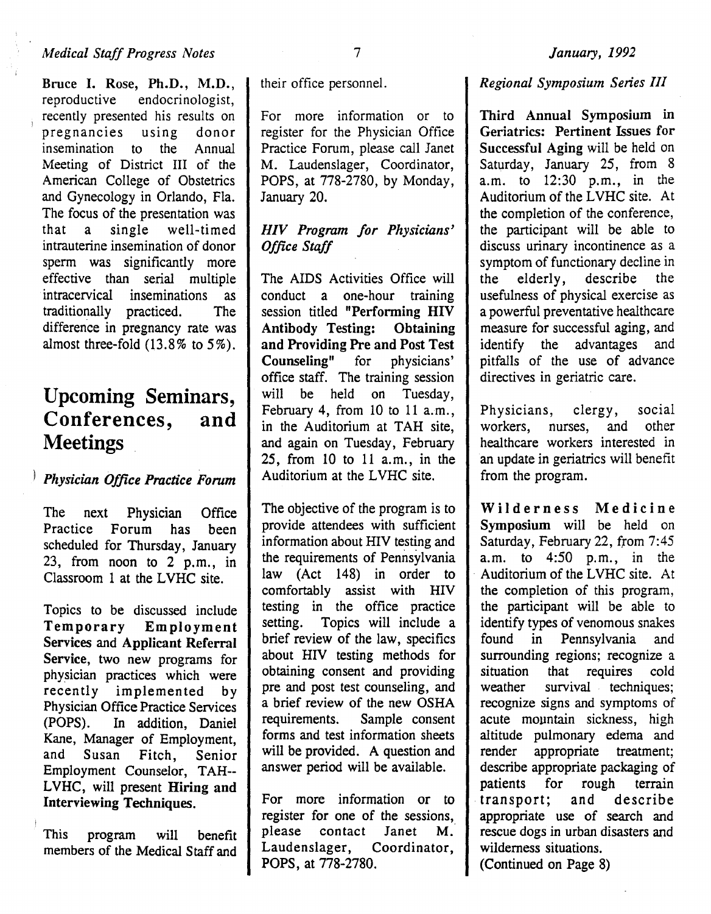**Bruce I. Rose, Ph.D., M.D.**, reproductive endocrinologist, recently presented his results on pregnancies using donor insemination to the Annual Meeting of District III of the American College of Obstetrics and Gynecology in Orlando, Fla. The focus of the presentation was that a single well-timed intrauterine insemination of donor sperm was significantly more effective than serial multiple intracervical inseminations as traditionally practiced. The difference in pregnancy rate was almost three-fold (13.8% to 5%).

# Upcoming Seminars, Conferences, and Meetings

### *Physician Office Practice Forum*

The next Physician Office Practice Forum has been scheduled for Thursday, January 23, from noon to 2 p.m., in Classroom 1 at the LVHC site.

Topics to be discussed include **Temporary Employment Services** and **Applicant Referral Service**, two new programs for physician practices which were recently implemented by Physician Office Practice Services (POPS). In addition, Daniel Kane, Manager of Employment, and Susan Fitch, Senior Employment Counselor, TAH--LVHC, will present **Hiring and Interviewing Techniques.**

This program will benefit members of the Medical Staff and their office personnel.

For more information or to register for the Physician Office Practice Forum, please call Janet M. Laudenslager, Coordinator, POPS, at 778-2780, by Monday, January 20.

### *HIV Program for Physicians' Office Staff*

The AIDS Activities Office will conduct a one-hour training session titled **"Performing HIV Antibody Testing: Obtaining and Providing Pre and Post Test Counseling"** for physicians' office staff. The training session will be held on Tuesday, February 4, from 10 to 11 a.m., in the Auditorium at TAH site, and again on Tuesday, February 25, from 10 to 11 a.m., in the Auditorium at the LVHC site.

The objective of the program is to provide attendees with sufficient information about HIV testing and the requirements of Pennsylvania law (Act 148) in order to comfortably assist with HIV testing in the office practice setting. Topics will include a brief review of the law, specifics about HIV testing methods for obtaining consent and providing pre and post test counseling, and a brief review of the new OSHA requirements. Sample consent forms and test information sheets will be provided. A question and answer period will be available.

For more information or to register for one of the sessions, please contact Janet M. Laudenslager, Coordinator, POPS, at 778-2780.

### *Regional Symposium Series III*

**Third Annual Symposium in Geriatrics: Pertinent Issues for Successful Aging** will be held on Saturday, January 25, from 8 a.m. to 12:30 p.m., in the Auditorium of the LVHC site. At the completion of the conference, the participant will be able to discuss urinary incontinence as a symptom of functionary decline in the elderly, describe the usefulness of physical exercise as a powerful preventative healthcare measure for successful aging, and identify the advantages and pitfalls of the use of advance directives in geriatric care.

Physicians, clergy, social workers, nurses, and other healthcare workers interested in an update in geriatrics will benefit from the program.

**Wilderness Medicine Symposium** will be held on Saturday, February 22, from 7:45 a.m. to 4:50 p.m., in the Auditorium of the LVHC site. At the completion of this program, the participant will be able to identify types of venomous snakes found in Pennsylvania and surrounding regions; recognize a situation that requires cold weather survival techniques; recognize signs and symptoms of acute mountain sickness, high altitude pulmonary edema and render appropriate treatment; describe appropriate packaging of patients for rough terrain transport; and describe appropriate use of search and rescue dogs in urban disasters and wilderness situations.
(Continued on Page 8)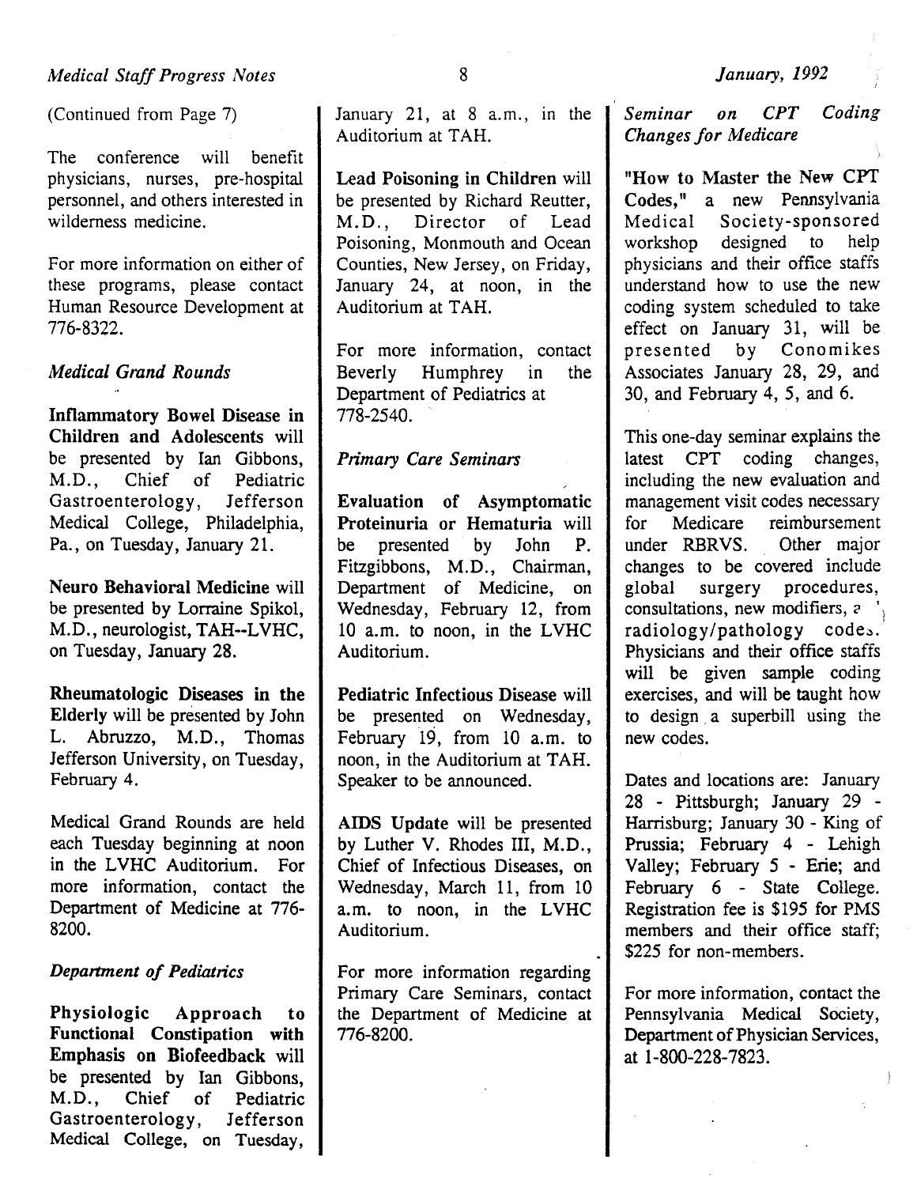(Continued from Page 7)

The conference will benefit physicians, nurses, pre-hospital personnel, and others interested in wilderness medicine.

For more information on either of these programs, please contact Human Resource Development at 776-8322.

### *Medical Grand Rounds*

**Inflammatory Bowel Disease in Children and Adolescents** will be presented by Ian Gibbons, M.D., Chief of Pediatric Gastroenterology, Jefferson Medical College, Philadelphia, Pa., on Tuesday, January 21.

**Neuro Behavioral Medicine** will be presented by Lorraine Spikol, M.D., neurologist, TAH--LVHC, on Tuesday, January 28.

**Rheumatologic Diseases in the Elderly** will be presented by John L. Abruzzo, M.D., Thomas Jefferson University, on Tuesday, February 4.

Medical Grand Rounds are held each Tuesday beginning at noon in the LVHC Auditorium. For more information, contact the Department of Medicine at 776-8200.

### *Department of Pediatrics*

**Physiologic Approach to Functional Constipation with Emphasis on Biofeedback** will be presented by Ian Gibbons, M.D., Chief of Pediatric Gastroenterology, Jefferson Medical College, on Tuesday, January 21, at 8 a.m., in the Auditorium at TAH.

**Lead Poisoning in Children** will be presented by Richard Reutter, M.D., Director of Lead Poisoning, Monmouth and Ocean Counties, New Jersey, on Friday, January 24, at noon, in the Auditorium at TAH.

For more information, contact Beverly Humphrey in the Department of Pediatrics at 778-2540.

### *Primary Care Seminars*

**Evaluation of Asymptomatic Proteinuria or Hematuria** will be presented by John P. Fitzgibbons, M.D., Chairman, Department of Medicine, on Wednesday, February 12, from 10 a.m. to noon, in the LVHC Auditorium.

**Pediatric Infectious Disease** will be presented on Wednesday, February 19, from 10 a.m. to noon, in the Auditorium at TAH. Speaker to be announced.

**AIDS Update** will be presented by Luther V. Rhodes III, M.D., Chief of Infectious Diseases, on Wednesday, March 11, from 10 a.m. to noon, in the LVHC Auditorium.

For more information regarding Primary Care Seminars, contact the Department of Medicine at 776-8200.

### *Seminar on CPT Coding Changes for Medicare*

**"How to Master the New CPT Codes,"** a new Pennsylvania Medical Society-sponsored workshop designed to help physicians and their office staffs understand how to use the new coding system scheduled to take effect on January 31, will be presented by Conomikes Associates January 28, 29, and 30, and February 4, 5, and 6.

This one-day seminar explains the latest CPT coding changes, including the new evaluation and management visit codes necessary for Medicare reimbursement under RBRVS. Other major changes to be covered include global surgery procedures, consultations, new modifiers, a radiology/pathology codes. Physicians and their office staffs will be given sample coding exercises, and will be taught how to design a superbill using the new codes.

Dates and locations are: January 28 - Pittsburgh; January 29 - Harrisburg; January 30 - King of Prussia; February 4 - Lehigh Valley; February 5 - Erie; and February 6 - State College. Registration fee is $195 for PMS members and their office staff; $225 for non-members.

For more information, contact the Pennsylvania Medical Society, Department of Physician Services, at 1-800-228-7823.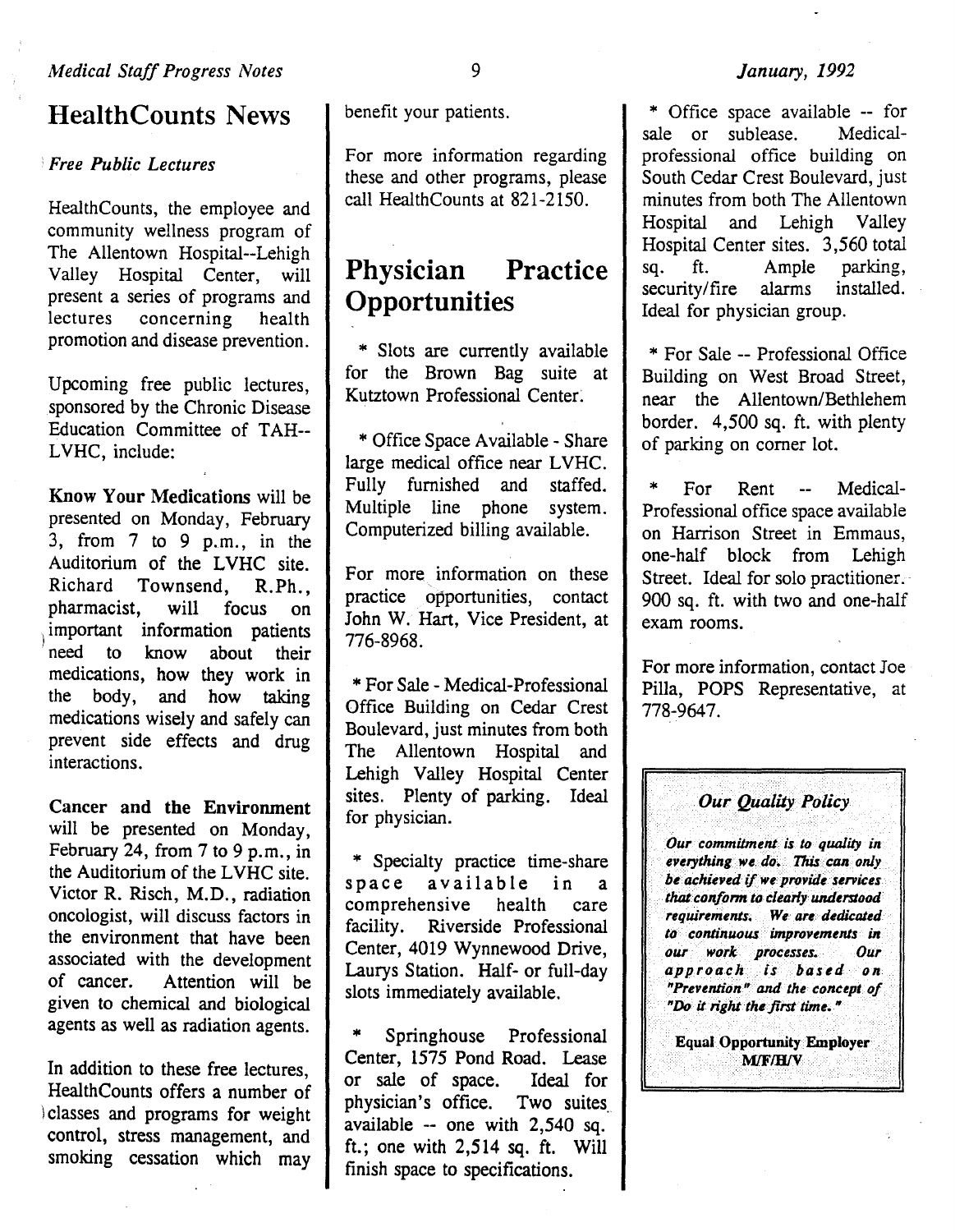## HealthCounts News

*Free Public Lectures*

HealthCounts, the employee and community wellness program of The Allentown Hospital--Lehigh Valley Hospital Center, will present a series of programs and lectures concerning health promotion and disease prevention.

Upcoming free public lectures, sponsored by the Chronic Disease Education Committee of TAH--LVHC, include:

**Know Your Medications** will be presented on Monday, February 3, from 7 to 9 p.m., in the Auditorium of the LVHC site. Richard Townsend, R.Ph., pharmacist, will focus on important information patients need to know about their medications, how they work in the body, and how taking medications wisely and safely can prevent side effects and drug interactions.

**Cancer and the Environment** will be presented on Monday, February 24, from 7 to 9 p.m., in the Auditorium of the LVHC site. Victor R. Risch, M.D., radiation oncologist, will discuss factors in the environment that have been associated with the development of cancer. Attention will be given to chemical and biological agents as well as radiation agents.

In addition to these free lectures, HealthCounts offers a number of classes and programs for weight control, stress management, and smoking cessation which may benefit your patients.

For more information regarding these and other programs, please call HealthCounts at 821-2150.

## Physician Practice Opportunities

* Slots are currently available for the Brown Bag suite at Kutztown Professional Center.

* Office Space Available - Share large medical office near LVHC. Fully furnished and staffed. Multiple line phone system. Computerized billing available.

For more information on these practice opportunities, contact John W. Hart, Vice President, at 776-8968.

* For Sale - Medical-Professional Office Building on Cedar Crest Boulevard, just minutes from both The Allentown Hospital and Lehigh Valley Hospital Center sites. Plenty of parking. Ideal for physician.

* Specialty practice time-share space available in a comprehensive health care facility. Riverside Professional Center, 4019 Wynnewood Drive, Laurys Station. Half- or full-day slots immediately available.

* Springhouse Professional Center, 1575 Pond Road. Lease or sale of space. Ideal for physician's office. Two suites available -- one with 2,540 sq. ft.; one with 2,514 sq. ft. Will finish space to specifications.

* Office space available -- for sale or sublease. Medical-professional office building on South Cedar Crest Boulevard, just minutes from both The Allentown Hospital and Lehigh Valley Hospital Center sites. 3,560 total sq. ft. Ample parking, security/fire alarms installed. Ideal for physician group.

* For Sale -- Professional Office Building on West Broad Street, near the Allentown/Bethlehem border. 4,500 sq. ft. with plenty of parking on corner lot.

* For Rent -- Medical-Professional office space available on Harrison Street in Emmaus, one-half block from Lehigh Street. Ideal for solo practitioner. 900 sq. ft. with two and one-half exam rooms.

For more information, contact Joe Pilla, POPS Representative, at 778-9647.

---

*Our Quality Policy*

*Our commitment is to quality in everything we do. This can only be achieved if we provide services that conform to clearly understood requirements. We are dedicated to continuous improvements in our work processes. Our approach is based on "Prevention" and the concept of "Do it right the first time."*

**Equal Opportunity Employer M/F/H/V**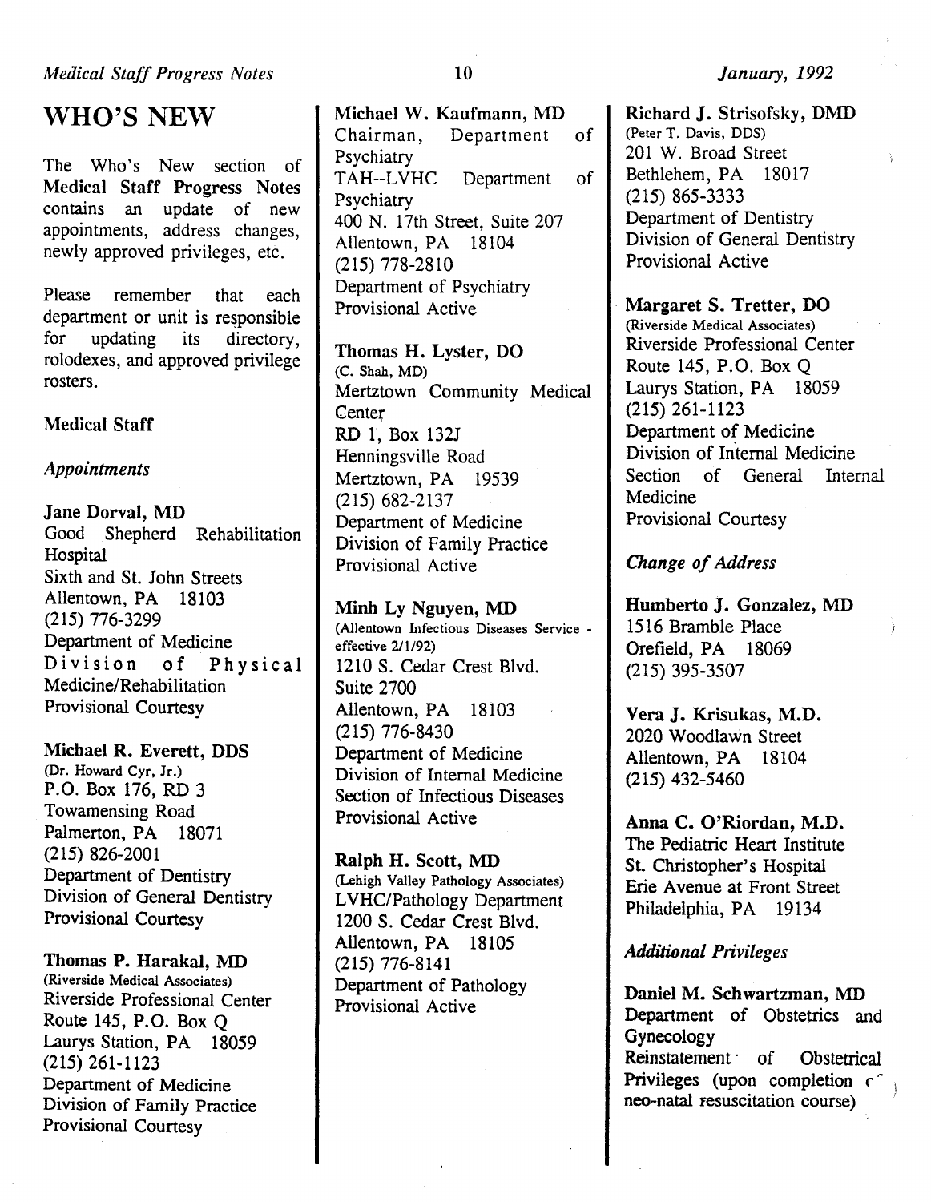# WHO'S NEW

The Who's New section of **Medical Staff Progress Notes** contains an update of new appointments, address changes, newly approved privileges, etc.

Please remember that each department or unit is responsible for updating its directory, rolodexes, and approved privilege rosters.

## Medical Staff

### *Appointments*

**Jane Dorval, MD**
Good Shepherd Rehabilitation Hospital
Sixth and St. John Streets
Allentown, PA 18103
(215) 776-3299
Department of Medicine
Division of Physical Medicine/Rehabilitation
Provisional Courtesy

**Michael R. Everett, DDS**
(Dr. Howard Cyr, Jr.)
P.O. Box 176, RD 3
Towamensing Road
Palmerton, PA 18071
(215) 826-2001
Department of Dentistry
Division of General Dentistry
Provisional Courtesy

**Thomas P. Harakal, MD**
(Riverside Medical Associates)
Riverside Professional Center
Route 145, P.O. Box Q
Laurys Station, PA 18059
(215) 261-1123
Department of Medicine
Division of Family Practice
Provisional Courtesy

**Michael W. Kaufmann, MD**
Chairman, Department of Psychiatry
TAH--LVHC Department of Psychiatry
400 N. 17th Street, Suite 207
Allentown, PA 18104
(215) 778-2810
Department of Psychiatry
Provisional Active

**Thomas H. Lyster, DO**
(C. Shah, MD)
Mertztown Community Medical Center
RD 1, Box 132J
Henningsville Road
Mertztown, PA 19539
(215) 682-2137
Department of Medicine
Division of Family Practice
Provisional Active

**Minh Ly Nguyen, MD**
(Allentown Infectious Diseases Service - effective 2/1/92)
1210 S. Cedar Crest Blvd.
Suite 2700
Allentown, PA 18103
(215) 776-8430
Department of Medicine
Division of Internal Medicine
Section of Infectious Diseases
Provisional Active

**Ralph H. Scott, MD**
(Lehigh Valley Pathology Associates)
LVHC/Pathology Department
1200 S. Cedar Crest Blvd.
Allentown, PA 18105
(215) 776-8141
Department of Pathology
Provisional Active

**Richard J. Strisofsky, DMD**
(Peter T. Davis, DDS)
201 W. Broad Street
Bethlehem, PA 18017
(215) 865-3333
Department of Dentistry
Division of General Dentistry
Provisional Active

**Margaret S. Tretter, DO**
(Riverside Medical Associates)
Riverside Professional Center
Route 145, P.O. Box Q
Laurys Station, PA 18059
(215) 261-1123
Department of Medicine
Division of Internal Medicine
Section of General Internal Medicine
Provisional Courtesy

### *Change of Address*

**Humberto J. Gonzalez, MD**
1516 Bramble Place
Orefield, PA 18069
(215) 395-3507

**Vera J. Krisukas, M.D.**
2020 Woodlawn Street
Allentown, PA 18104
(215) 432-5460

**Anna C. O'Riordan, M.D.**
The Pediatric Heart Institute
St. Christopher's Hospital
Erie Avenue at Front Street
Philadelphia, PA 19134

### *Additional Privileges*

**Daniel M. Schwartzman, MD**
Department of Obstetrics and Gynecology
Reinstatement of Obstetrical Privileges (upon completion of neo-natal resuscitation course)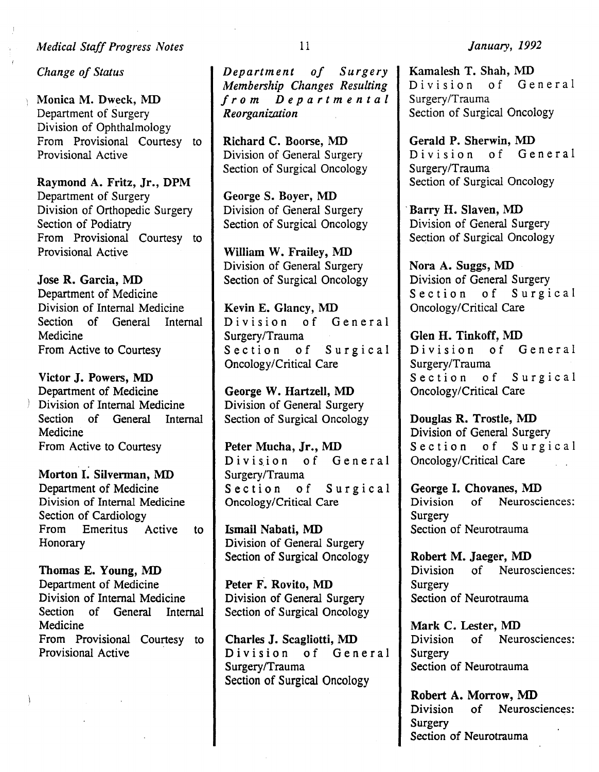*Change of Status*

**Monica M. Dweck, MD**
Department of Surgery
Division of Ophthalmology
From Provisional Courtesy to Provisional Active

**Raymond A. Fritz, Jr., DPM**
Department of Surgery
Division of Orthopedic Surgery
Section of Podiatry
From Provisional Courtesy to Provisional Active

**Jose R. Garcia, MD**
Department of Medicine
Division of Internal Medicine
Section of General Internal Medicine
From Active to Courtesy

**Victor J. Powers, MD**
Department of Medicine
Division of Internal Medicine
Section of General Internal Medicine
From Active to Courtesy

**Morton I. Silverman, MD**
Department of Medicine
Division of Internal Medicine
Section of Cardiology
From Emeritus Active to Honorary

**Thomas E. Young, MD**
Department of Medicine
Division of Internal Medicine
Section of General Internal Medicine
From Provisional Courtesy to Provisional Active

*Department of Surgery Membership Changes Resulting from Departmental Reorganization*

**Richard C. Boorse, MD**
Division of General Surgery
Section of Surgical Oncology

**George S. Boyer, MD**
Division of General Surgery
Section of Surgical Oncology

**William W. Frailey, MD**
Division of General Surgery
Section of Surgical Oncology

**Kevin E. Glancy, MD**
Division of General Surgery/Trauma
Section of Surgical Oncology/Critical Care

**George W. Hartzell, MD**
Division of General Surgery
Section of Surgical Oncology

**Peter Mucha, Jr., MD**
Division of General Surgery/Trauma
Section of Surgical Oncology/Critical Care

**Ismail Nabati, MD**
Division of General Surgery
Section of Surgical Oncology

**Peter F. Rovito, MD**
Division of General Surgery
Section of Surgical Oncology

**Charles J. Scagliotti, MD**
Division of General Surgery/Trauma
Section of Surgical Oncology

**Kamalesh T. Shah, MD**
Division of General Surgery/Trauma
Section of Surgical Oncology

**Gerald P. Sherwin, MD**
Division of General Surgery/Trauma
Section of Surgical Oncology

**Barry H. Slaven, MD**
Division of General Surgery
Section of Surgical Oncology

**Nora A. Suggs, MD**
Division of General Surgery
Section of Surgical Oncology/Critical Care

**Glen H. Tinkoff, MD**
Division of General Surgery/Trauma
Section of Surgical Oncology/Critical Care

**Douglas R. Trostle, MD**
Division of General Surgery
Section of Surgical Oncology/Critical Care

**George I. Chovanes, MD**
Division of Neurosciences: Surgery
Section of Neurotrauma

**Robert M. Jaeger, MD**
Division of Neurosciences: Surgery
Section of Neurotrauma

**Mark C. Lester, MD**
Division of Neurosciences: Surgery
Section of Neurotrauma

**Robert A. Morrow, MD**
Division of Neurosciences: Surgery
Section of Neurotrauma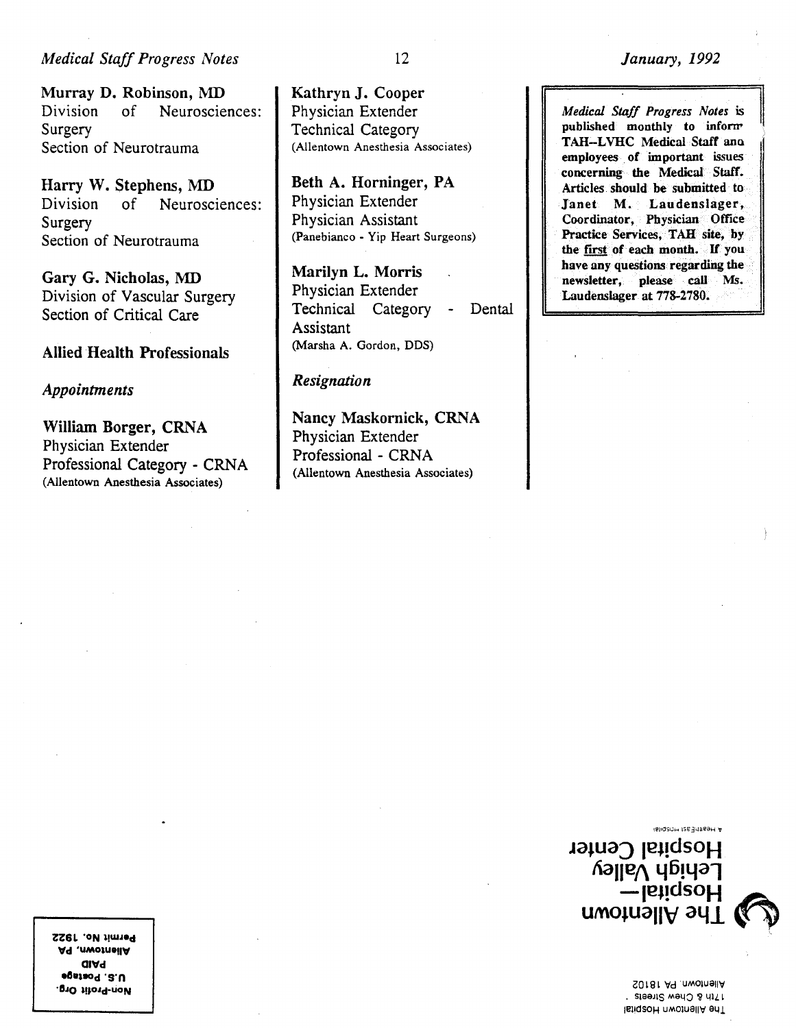Murray D. Robinson, MD
Division of Neurosciences: Surgery
Section of Neurotrauma

Harry W. Stephens, MD
Division of Neurosciences: Surgery
Section of Neurotrauma

Gary G. Nicholas, MD
Division of Vascular Surgery
Section of Critical Care

## Allied Health Professionals

*Appointments*

William Borger, CRNA
Physician Extender
Professional Category - CRNA
(Allentown Anesthesia Associates)

Kathryn J. Cooper
Physician Extender
Technical Category
(Allentown Anesthesia Associates)

Beth A. Horninger, PA
Physician Extender
Physician Assistant
(Panebianco - Yip Heart Surgeons)

Marilyn L. Morris
Physician Extender
Technical Category - Dental Assistant
(Marsha A. Gordon, DDS)

*Resignation*

Nancy Maskornick, CRNA
Physician Extender
Professional - CRNA
(Allentown Anesthesia Associates)

**_Medical Staff Progress Notes_ is published monthly to inform TAH–LVHC Medical Staff and employees of important issues concerning the Medical Staff. Articles should be submitted to Janet M. Laudenslager, Coordinator, Physician Office Practice Services, TAH site, by the first of each month. If you have any questions regarding the newsletter, please call Ms. Laudenslager at 778-2780.**

The Allentown Hospital—Lehigh Valley Hospital Center
A HealthEast Hospital

The Allentown Hospital
17th & Chew Streets
Allentown, PA 18102

Non-Profit Org.
U.S. Postage
PAID
Allentown, PA
Permit No. 1922